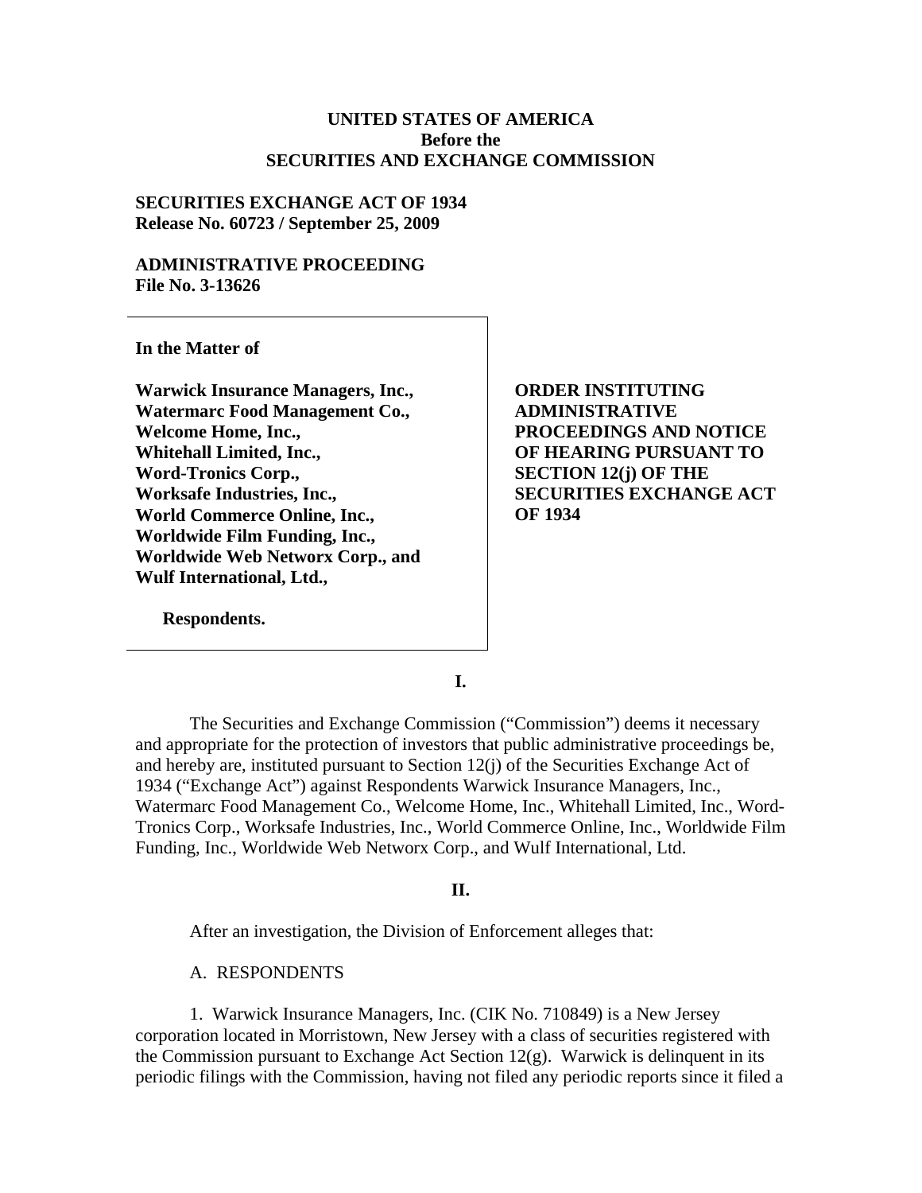**UNITED STATES OF AMERICA**
**Before the**
**SECURITIES AND EXCHANGE COMMISSION**

**SECURITIES EXCHANGE ACT OF 1934**
**Release No. 60723 / September 25, 2009**

**ADMINISTRATIVE PROCEEDING**
**File No. 3-13626**

**In the Matter of**

**Warwick Insurance Managers, Inc.,**
**Watermarc Food Management Co.,**
**Welcome Home, Inc.,**
**Whitehall Limited, Inc.,**
**Word-Tronics Corp.,**
**Worksafe Industries, Inc.,**
**World Commerce Online, Inc.,**
**Worldwide Film Funding, Inc.,**
**Worldwide Web Networx Corp., and**
**Wulf International, Ltd.,**

**Respondents.**

**ORDER INSTITUTING ADMINISTRATIVE PROCEEDINGS AND NOTICE OF HEARING PURSUANT TO SECTION 12(j) OF THE SECURITIES EXCHANGE ACT OF 1934**

**I.**

The Securities and Exchange Commission ("Commission") deems it necessary and appropriate for the protection of investors that public administrative proceedings be, and hereby are, instituted pursuant to Section 12(j) of the Securities Exchange Act of 1934 ("Exchange Act") against Respondents Warwick Insurance Managers, Inc., Watermarc Food Management Co., Welcome Home, Inc., Whitehall Limited, Inc., Word-Tronics Corp., Worksafe Industries, Inc., World Commerce Online, Inc., Worldwide Film Funding, Inc., Worldwide Web Networx Corp., and Wulf International, Ltd.

**II.**

After an investigation, the Division of Enforcement alleges that:

A. RESPONDENTS

1. Warwick Insurance Managers, Inc. (CIK No. 710849) is a New Jersey corporation located in Morristown, New Jersey with a class of securities registered with the Commission pursuant to Exchange Act Section 12(g). Warwick is delinquent in its periodic filings with the Commission, having not filed any periodic reports since it filed a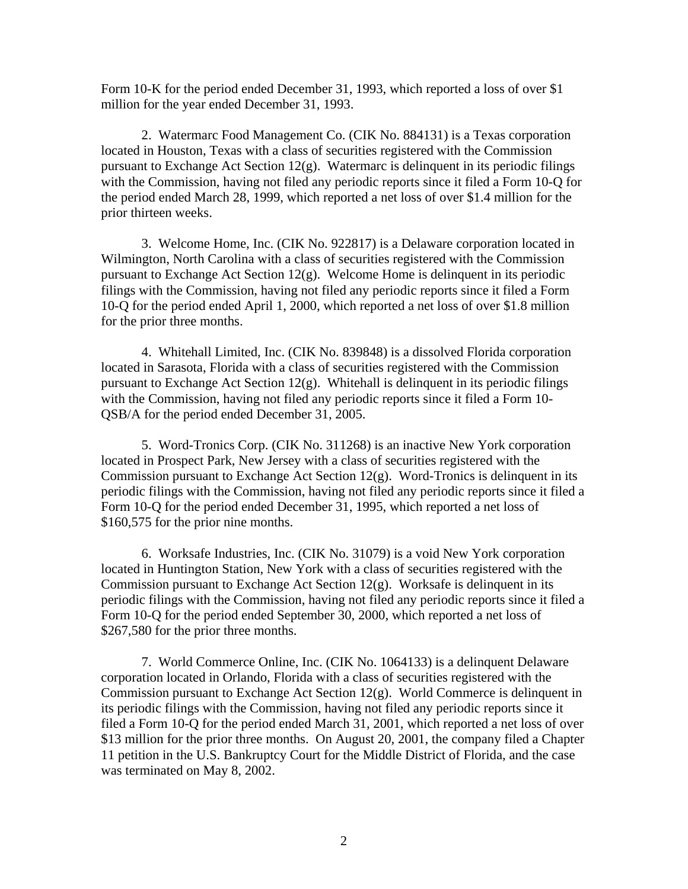Form 10-K for the period ended December 31, 1993, which reported a loss of over $1 million for the year ended December 31, 1993.

2. Watermarc Food Management Co. (CIK No. 884131) is a Texas corporation located in Houston, Texas with a class of securities registered with the Commission pursuant to Exchange Act Section 12(g). Watermarc is delinquent in its periodic filings with the Commission, having not filed any periodic reports since it filed a Form 10-Q for the period ended March 28, 1999, which reported a net loss of over $1.4 million for the prior thirteen weeks.

3. Welcome Home, Inc. (CIK No. 922817) is a Delaware corporation located in Wilmington, North Carolina with a class of securities registered with the Commission pursuant to Exchange Act Section 12(g). Welcome Home is delinquent in its periodic filings with the Commission, having not filed any periodic reports since it filed a Form 10-Q for the period ended April 1, 2000, which reported a net loss of over $1.8 million for the prior three months.

4. Whitehall Limited, Inc. (CIK No. 839848) is a dissolved Florida corporation located in Sarasota, Florida with a class of securities registered with the Commission pursuant to Exchange Act Section 12(g). Whitehall is delinquent in its periodic filings with the Commission, having not filed any periodic reports since it filed a Form 10-QSB/A for the period ended December 31, 2005.

5. Word-Tronics Corp. (CIK No. 311268) is an inactive New York corporation located in Prospect Park, New Jersey with a class of securities registered with the Commission pursuant to Exchange Act Section 12(g). Word-Tronics is delinquent in its periodic filings with the Commission, having not filed any periodic reports since it filed a Form 10-Q for the period ended December 31, 1995, which reported a net loss of $160,575 for the prior nine months.

6. Worksafe Industries, Inc. (CIK No. 31079) is a void New York corporation located in Huntington Station, New York with a class of securities registered with the Commission pursuant to Exchange Act Section 12(g). Worksafe is delinquent in its periodic filings with the Commission, having not filed any periodic reports since it filed a Form 10-Q for the period ended September 30, 2000, which reported a net loss of $267,580 for the prior three months.

7. World Commerce Online, Inc. (CIK No. 1064133) is a delinquent Delaware corporation located in Orlando, Florida with a class of securities registered with the Commission pursuant to Exchange Act Section 12(g). World Commerce is delinquent in its periodic filings with the Commission, having not filed any periodic reports since it filed a Form 10-Q for the period ended March 31, 2001, which reported a net loss of over $13 million for the prior three months. On August 20, 2001, the company filed a Chapter 11 petition in the U.S. Bankruptcy Court for the Middle District of Florida, and the case was terminated on May 8, 2002.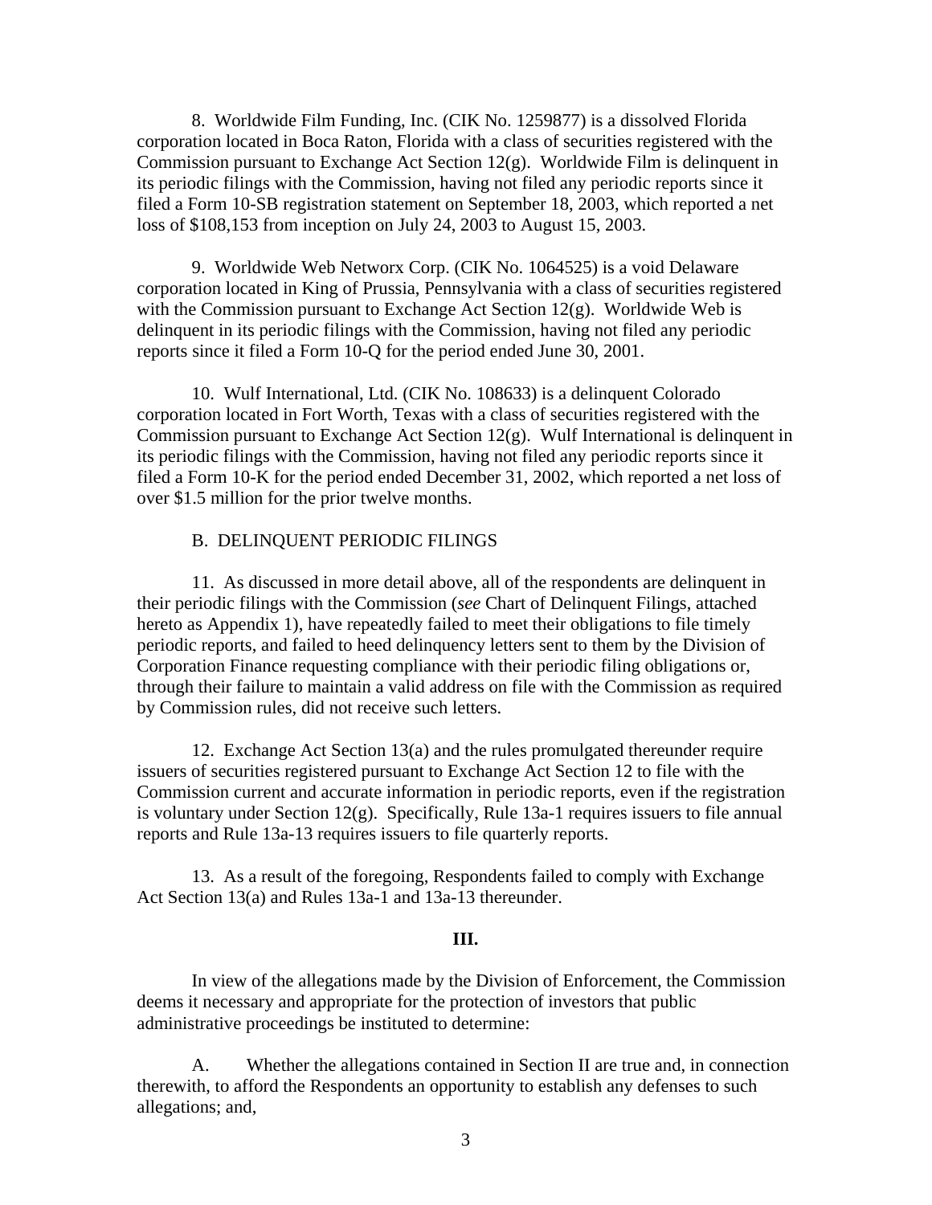8. Worldwide Film Funding, Inc. (CIK No. 1259877) is a dissolved Florida corporation located in Boca Raton, Florida with a class of securities registered with the Commission pursuant to Exchange Act Section 12(g). Worldwide Film is delinquent in its periodic filings with the Commission, having not filed any periodic reports since it filed a Form 10-SB registration statement on September 18, 2003, which reported a net loss of $108,153 from inception on July 24, 2003 to August 15, 2003.

9. Worldwide Web Networx Corp. (CIK No. 1064525) is a void Delaware corporation located in King of Prussia, Pennsylvania with a class of securities registered with the Commission pursuant to Exchange Act Section 12(g). Worldwide Web is delinquent in its periodic filings with the Commission, having not filed any periodic reports since it filed a Form 10-Q for the period ended June 30, 2001.

10. Wulf International, Ltd. (CIK No. 108633) is a delinquent Colorado corporation located in Fort Worth, Texas with a class of securities registered with the Commission pursuant to Exchange Act Section 12(g). Wulf International is delinquent in its periodic filings with the Commission, having not filed any periodic reports since it filed a Form 10-K for the period ended December 31, 2002, which reported a net loss of over $1.5 million for the prior twelve months.

B. DELINQUENT PERIODIC FILINGS

11. As discussed in more detail above, all of the respondents are delinquent in their periodic filings with the Commission (*see* Chart of Delinquent Filings, attached hereto as Appendix 1), have repeatedly failed to meet their obligations to file timely periodic reports, and failed to heed delinquency letters sent to them by the Division of Corporation Finance requesting compliance with their periodic filing obligations or, through their failure to maintain a valid address on file with the Commission as required by Commission rules, did not receive such letters.

12. Exchange Act Section 13(a) and the rules promulgated thereunder require issuers of securities registered pursuant to Exchange Act Section 12 to file with the Commission current and accurate information in periodic reports, even if the registration is voluntary under Section 12(g). Specifically, Rule 13a-1 requires issuers to file annual reports and Rule 13a-13 requires issuers to file quarterly reports.

13. As a result of the foregoing, Respondents failed to comply with Exchange Act Section 13(a) and Rules 13a-1 and 13a-13 thereunder.

**III.**

In view of the allegations made by the Division of Enforcement, the Commission deems it necessary and appropriate for the protection of investors that public administrative proceedings be instituted to determine:

A. Whether the allegations contained in Section II are true and, in connection therewith, to afford the Respondents an opportunity to establish any defenses to such allegations; and,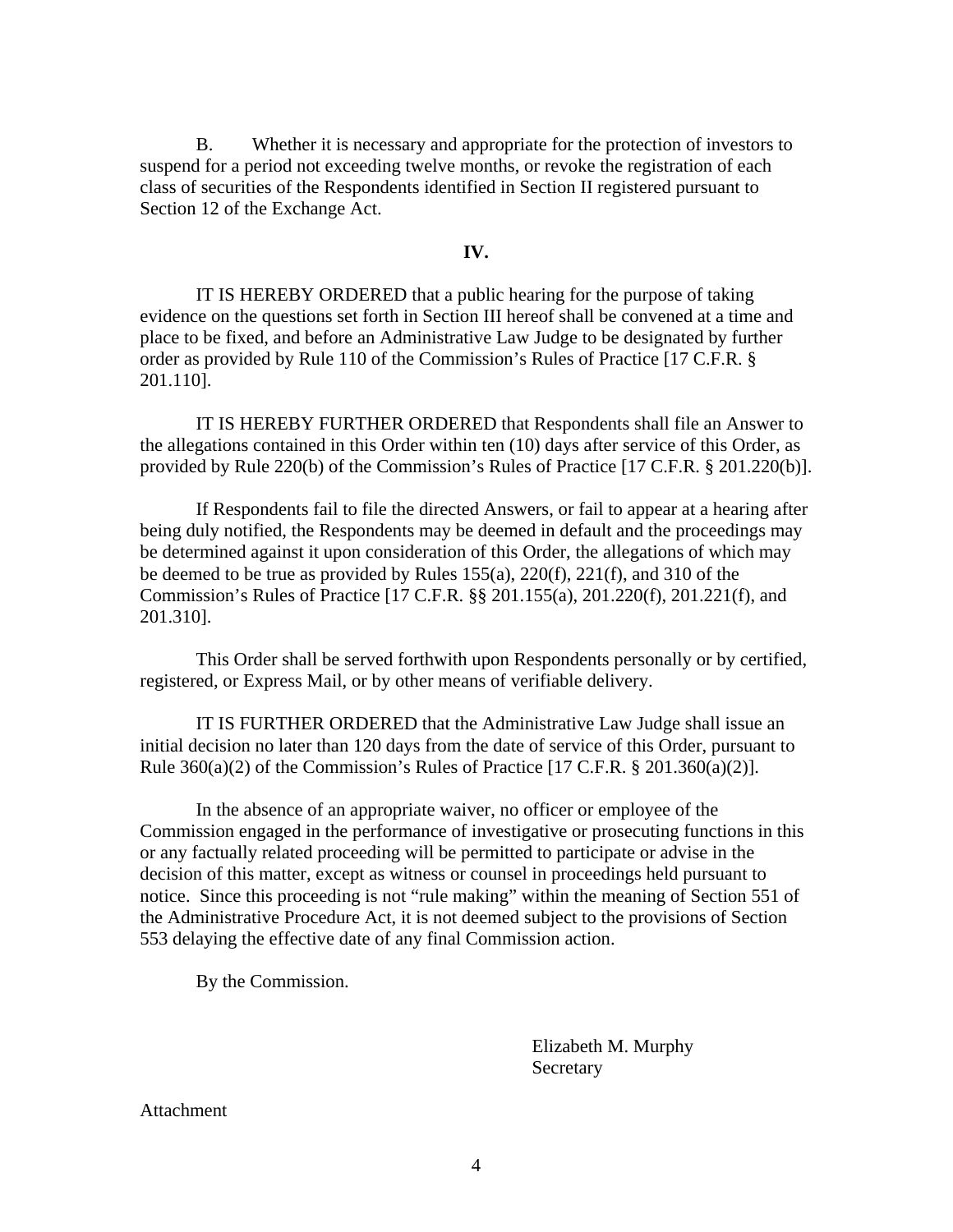B. Whether it is necessary and appropriate for the protection of investors to suspend for a period not exceeding twelve months, or revoke the registration of each class of securities of the Respondents identified in Section II registered pursuant to Section 12 of the Exchange Act.

**IV.**

IT IS HEREBY ORDERED that a public hearing for the purpose of taking evidence on the questions set forth in Section III hereof shall be convened at a time and place to be fixed, and before an Administrative Law Judge to be designated by further order as provided by Rule 110 of the Commission's Rules of Practice [17 C.F.R. § 201.110].

IT IS HEREBY FURTHER ORDERED that Respondents shall file an Answer to the allegations contained in this Order within ten (10) days after service of this Order, as provided by Rule 220(b) of the Commission's Rules of Practice [17 C.F.R. § 201.220(b)].

If Respondents fail to file the directed Answers, or fail to appear at a hearing after being duly notified, the Respondents may be deemed in default and the proceedings may be determined against it upon consideration of this Order, the allegations of which may be deemed to be true as provided by Rules 155(a), 220(f), 221(f), and 310 of the Commission's Rules of Practice [17 C.F.R. §§ 201.155(a), 201.220(f), 201.221(f), and 201.310].

This Order shall be served forthwith upon Respondents personally or by certified, registered, or Express Mail, or by other means of verifiable delivery.

IT IS FURTHER ORDERED that the Administrative Law Judge shall issue an initial decision no later than 120 days from the date of service of this Order, pursuant to Rule 360(a)(2) of the Commission's Rules of Practice [17 C.F.R. § 201.360(a)(2)].

In the absence of an appropriate waiver, no officer or employee of the Commission engaged in the performance of investigative or prosecuting functions in this or any factually related proceeding will be permitted to participate or advise in the decision of this matter, except as witness or counsel in proceedings held pursuant to notice. Since this proceeding is not "rule making" within the meaning of Section 551 of the Administrative Procedure Act, it is not deemed subject to the provisions of Section 553 delaying the effective date of any final Commission action.

By the Commission.

Elizabeth M. Murphy
Secretary

Attachment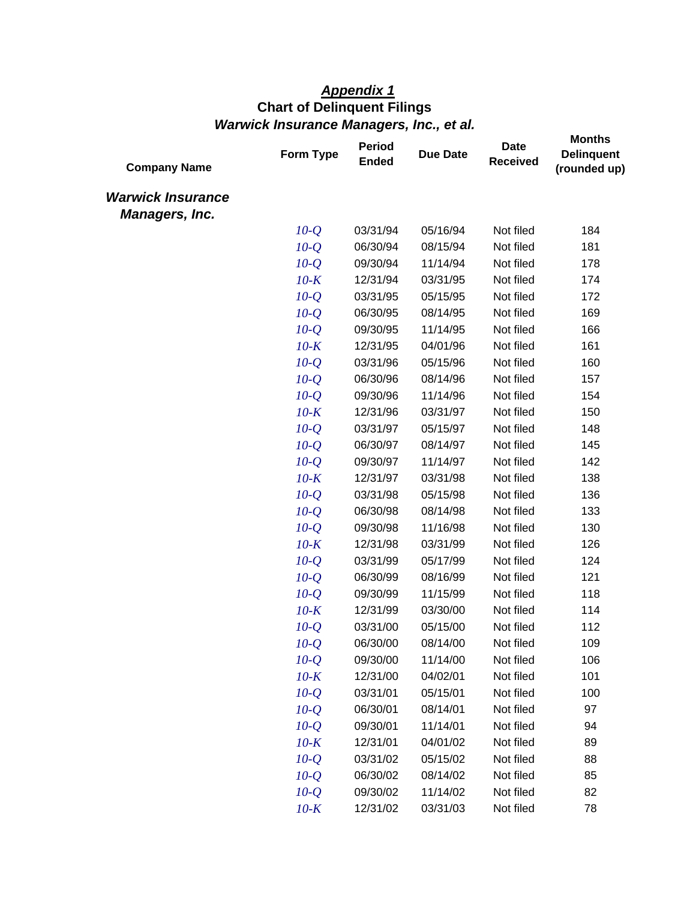***Appendix 1***

**Chart of Delinquent Filings**

***Warwick Insurance Managers, Inc., et al.***

| Company Name | Form Type | Period Ended | Due Date | Date Received | Months Delinquent (rounded up) |
|---|---|---|---|---|---|
| ***Warwick Insurance Managers, Inc.*** | | | | | |
| | *10-Q* | 03/31/94 | 05/16/94 | Not filed | 184 |
| | *10-Q* | 06/30/94 | 08/15/94 | Not filed | 181 |
| | *10-Q* | 09/30/94 | 11/14/94 | Not filed | 178 |
| | *10-K* | 12/31/94 | 03/31/95 | Not filed | 174 |
| | *10-Q* | 03/31/95 | 05/15/95 | Not filed | 172 |
| | *10-Q* | 06/30/95 | 08/14/95 | Not filed | 169 |
| | *10-Q* | 09/30/95 | 11/14/95 | Not filed | 166 |
| | *10-K* | 12/31/95 | 04/01/96 | Not filed | 161 |
| | *10-Q* | 03/31/96 | 05/15/96 | Not filed | 160 |
| | *10-Q* | 06/30/96 | 08/14/96 | Not filed | 157 |
| | *10-Q* | 09/30/96 | 11/14/96 | Not filed | 154 |
| | *10-K* | 12/31/96 | 03/31/97 | Not filed | 150 |
| | *10-Q* | 03/31/97 | 05/15/97 | Not filed | 148 |
| | *10-Q* | 06/30/97 | 08/14/97 | Not filed | 145 |
| | *10-Q* | 09/30/97 | 11/14/97 | Not filed | 142 |
| | *10-K* | 12/31/97 | 03/31/98 | Not filed | 138 |
| | *10-Q* | 03/31/98 | 05/15/98 | Not filed | 136 |
| | *10-Q* | 06/30/98 | 08/14/98 | Not filed | 133 |
| | *10-Q* | 09/30/98 | 11/16/98 | Not filed | 130 |
| | *10-K* | 12/31/98 | 03/31/99 | Not filed | 126 |
| | *10-Q* | 03/31/99 | 05/17/99 | Not filed | 124 |
| | *10-Q* | 06/30/99 | 08/16/99 | Not filed | 121 |
| | *10-Q* | 09/30/99 | 11/15/99 | Not filed | 118 |
| | *10-K* | 12/31/99 | 03/30/00 | Not filed | 114 |
| | *10-Q* | 03/31/00 | 05/15/00 | Not filed | 112 |
| | *10-Q* | 06/30/00 | 08/14/00 | Not filed | 109 |
| | *10-Q* | 09/30/00 | 11/14/00 | Not filed | 106 |
| | *10-K* | 12/31/00 | 04/02/01 | Not filed | 101 |
| | *10-Q* | 03/31/01 | 05/15/01 | Not filed | 100 |
| | *10-Q* | 06/30/01 | 08/14/01 | Not filed | 97 |
| | *10-Q* | 09/30/01 | 11/14/01 | Not filed | 94 |
| | *10-K* | 12/31/01 | 04/01/02 | Not filed | 89 |
| | *10-Q* | 03/31/02 | 05/15/02 | Not filed | 88 |
| | *10-Q* | 06/30/02 | 08/14/02 | Not filed | 85 |
| | *10-Q* | 09/30/02 | 11/14/02 | Not filed | 82 |
| | *10-K* | 12/31/02 | 03/31/03 | Not filed | 78 |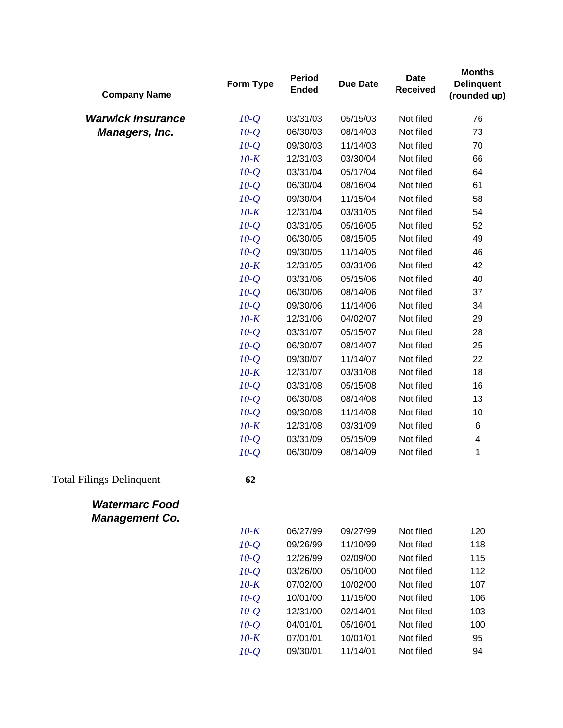| Company Name | Form Type | Period Ended | Due Date | Date Received | Months Delinquent (rounded up) |
|---|---|---|---|---|---|
| ***Warwick Insurance Managers, Inc.*** | *10-Q* | 03/31/03 | 05/15/03 | Not filed | 76 |
| | *10-Q* | 06/30/03 | 08/14/03 | Not filed | 73 |
| | *10-Q* | 09/30/03 | 11/14/03 | Not filed | 70 |
| | *10-K* | 12/31/03 | 03/30/04 | Not filed | 66 |
| | *10-Q* | 03/31/04 | 05/17/04 | Not filed | 64 |
| | *10-Q* | 06/30/04 | 08/16/04 | Not filed | 61 |
| | *10-Q* | 09/30/04 | 11/15/04 | Not filed | 58 |
| | *10-K* | 12/31/04 | 03/31/05 | Not filed | 54 |
| | *10-Q* | 03/31/05 | 05/16/05 | Not filed | 52 |
| | *10-Q* | 06/30/05 | 08/15/05 | Not filed | 49 |
| | *10-Q* | 09/30/05 | 11/14/05 | Not filed | 46 |
| | *10-K* | 12/31/05 | 03/31/06 | Not filed | 42 |
| | *10-Q* | 03/31/06 | 05/15/06 | Not filed | 40 |
| | *10-Q* | 06/30/06 | 08/14/06 | Not filed | 37 |
| | *10-Q* | 09/30/06 | 11/14/06 | Not filed | 34 |
| | *10-K* | 12/31/06 | 04/02/07 | Not filed | 29 |
| | *10-Q* | 03/31/07 | 05/15/07 | Not filed | 28 |
| | *10-Q* | 06/30/07 | 08/14/07 | Not filed | 25 |
| | *10-Q* | 09/30/07 | 11/14/07 | Not filed | 22 |
| | *10-K* | 12/31/07 | 03/31/08 | Not filed | 18 |
| | *10-Q* | 03/31/08 | 05/15/08 | Not filed | 16 |
| | *10-Q* | 06/30/08 | 08/14/08 | Not filed | 13 |
| | *10-Q* | 09/30/08 | 11/14/08 | Not filed | 10 |
| | *10-K* | 12/31/08 | 03/31/09 | Not filed | 6 |
| | *10-Q* | 03/31/09 | 05/15/09 | Not filed | 4 |
| | *10-Q* | 06/30/09 | 08/14/09 | Not filed | 1 |
| Total Filings Delinquent | **62** | | | | |
| ***Watermarc Food Management Co.*** | | | | | |
| | *10-K* | 06/27/99 | 09/27/99 | Not filed | 120 |
| | *10-Q* | 09/26/99 | 11/10/99 | Not filed | 118 |
| | *10-Q* | 12/26/99 | 02/09/00 | Not filed | 115 |
| | *10-Q* | 03/26/00 | 05/10/00 | Not filed | 112 |
| | *10-K* | 07/02/00 | 10/02/00 | Not filed | 107 |
| | *10-Q* | 10/01/00 | 11/15/00 | Not filed | 106 |
| | *10-Q* | 12/31/00 | 02/14/01 | Not filed | 103 |
| | *10-Q* | 04/01/01 | 05/16/01 | Not filed | 100 |
| | *10-K* | 07/01/01 | 10/01/01 | Not filed | 95 |
| | *10-Q* | 09/30/01 | 11/14/01 | Not filed | 94 |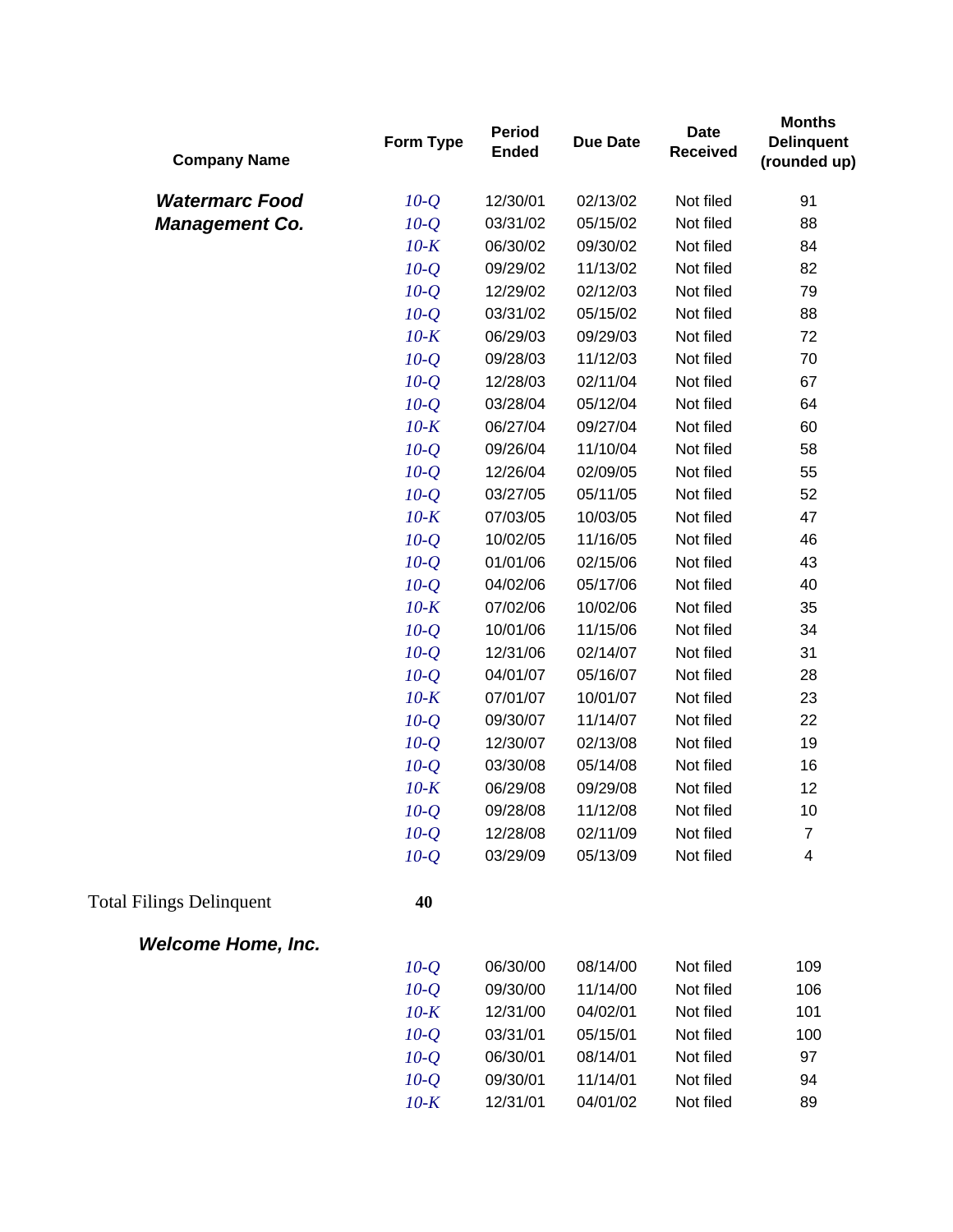| Company Name | Form Type | Period Ended | Due Date | Date Received | Months Delinquent (rounded up) |
|---|---|---|---|---|---|
| ***Watermarc Food Management Co.*** | *10-Q* | 12/30/01 | 02/13/02 | Not filed | 91 |
| | *10-Q* | 03/31/02 | 05/15/02 | Not filed | 88 |
| | *10-K* | 06/30/02 | 09/30/02 | Not filed | 84 |
| | *10-Q* | 09/29/02 | 11/13/02 | Not filed | 82 |
| | *10-Q* | 12/29/02 | 02/12/03 | Not filed | 79 |
| | *10-Q* | 03/31/02 | 05/15/02 | Not filed | 88 |
| | *10-K* | 06/29/03 | 09/29/03 | Not filed | 72 |
| | *10-Q* | 09/28/03 | 11/12/03 | Not filed | 70 |
| | *10-Q* | 12/28/03 | 02/11/04 | Not filed | 67 |
| | *10-Q* | 03/28/04 | 05/12/04 | Not filed | 64 |
| | *10-K* | 06/27/04 | 09/27/04 | Not filed | 60 |
| | *10-Q* | 09/26/04 | 11/10/04 | Not filed | 58 |
| | *10-Q* | 12/26/04 | 02/09/05 | Not filed | 55 |
| | *10-Q* | 03/27/05 | 05/11/05 | Not filed | 52 |
| | *10-K* | 07/03/05 | 10/03/05 | Not filed | 47 |
| | *10-Q* | 10/02/05 | 11/16/05 | Not filed | 46 |
| | *10-Q* | 01/01/06 | 02/15/06 | Not filed | 43 |
| | *10-Q* | 04/02/06 | 05/17/06 | Not filed | 40 |
| | *10-K* | 07/02/06 | 10/02/06 | Not filed | 35 |
| | *10-Q* | 10/01/06 | 11/15/06 | Not filed | 34 |
| | *10-Q* | 12/31/06 | 02/14/07 | Not filed | 31 |
| | *10-Q* | 04/01/07 | 05/16/07 | Not filed | 28 |
| | *10-K* | 07/01/07 | 10/01/07 | Not filed | 23 |
| | *10-Q* | 09/30/07 | 11/14/07 | Not filed | 22 |
| | *10-Q* | 12/30/07 | 02/13/08 | Not filed | 19 |
| | *10-Q* | 03/30/08 | 05/14/08 | Not filed | 16 |
| | *10-K* | 06/29/08 | 09/29/08 | Not filed | 12 |
| | *10-Q* | 09/28/08 | 11/12/08 | Not filed | 10 |
| | *10-Q* | 12/28/08 | 02/11/09 | Not filed | 7 |
| | *10-Q* | 03/29/09 | 05/13/09 | Not filed | 4 |
| Total Filings Delinquent | **40** | | | | |
| ***Welcome Home, Inc.*** | | | | | |
| | *10-Q* | 06/30/00 | 08/14/00 | Not filed | 109 |
| | *10-Q* | 09/30/00 | 11/14/00 | Not filed | 106 |
| | *10-K* | 12/31/00 | 04/02/01 | Not filed | 101 |
| | *10-Q* | 03/31/01 | 05/15/01 | Not filed | 100 |
| | *10-Q* | 06/30/01 | 08/14/01 | Not filed | 97 |
| | *10-Q* | 09/30/01 | 11/14/01 | Not filed | 94 |
| | *10-K* | 12/31/01 | 04/01/02 | Not filed | 89 |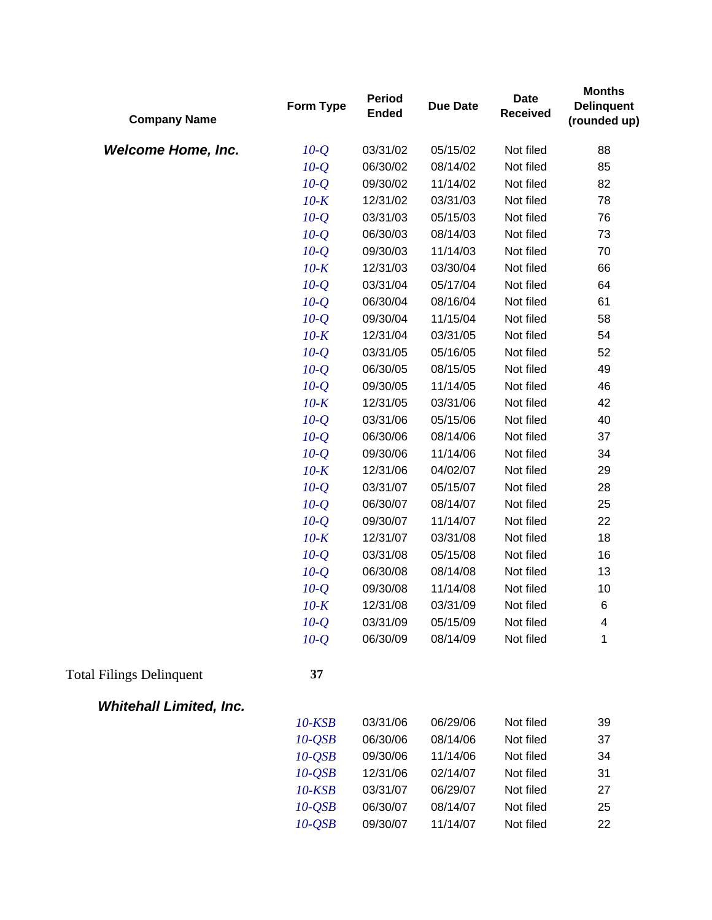| Company Name | Form Type | Period Ended | Due Date | Date Received | Months Delinquent (rounded up) |
|---|---|---|---|---|---|
| ***Welcome Home, Inc.*** | *10-Q* | 03/31/02 | 05/15/02 | Not filed | 88 |
| | *10-Q* | 06/30/02 | 08/14/02 | Not filed | 85 |
| | *10-Q* | 09/30/02 | 11/14/02 | Not filed | 82 |
| | *10-K* | 12/31/02 | 03/31/03 | Not filed | 78 |
| | *10-Q* | 03/31/03 | 05/15/03 | Not filed | 76 |
| | *10-Q* | 06/30/03 | 08/14/03 | Not filed | 73 |
| | *10-Q* | 09/30/03 | 11/14/03 | Not filed | 70 |
| | *10-K* | 12/31/03 | 03/30/04 | Not filed | 66 |
| | *10-Q* | 03/31/04 | 05/17/04 | Not filed | 64 |
| | *10-Q* | 06/30/04 | 08/16/04 | Not filed | 61 |
| | *10-Q* | 09/30/04 | 11/15/04 | Not filed | 58 |
| | *10-K* | 12/31/04 | 03/31/05 | Not filed | 54 |
| | *10-Q* | 03/31/05 | 05/16/05 | Not filed | 52 |
| | *10-Q* | 06/30/05 | 08/15/05 | Not filed | 49 |
| | *10-Q* | 09/30/05 | 11/14/05 | Not filed | 46 |
| | *10-K* | 12/31/05 | 03/31/06 | Not filed | 42 |
| | *10-Q* | 03/31/06 | 05/15/06 | Not filed | 40 |
| | *10-Q* | 06/30/06 | 08/14/06 | Not filed | 37 |
| | *10-Q* | 09/30/06 | 11/14/06 | Not filed | 34 |
| | *10-K* | 12/31/06 | 04/02/07 | Not filed | 29 |
| | *10-Q* | 03/31/07 | 05/15/07 | Not filed | 28 |
| | *10-Q* | 06/30/07 | 08/14/07 | Not filed | 25 |
| | *10-Q* | 09/30/07 | 11/14/07 | Not filed | 22 |
| | *10-K* | 12/31/07 | 03/31/08 | Not filed | 18 |
| | *10-Q* | 03/31/08 | 05/15/08 | Not filed | 16 |
| | *10-Q* | 06/30/08 | 08/14/08 | Not filed | 13 |
| | *10-Q* | 09/30/08 | 11/14/08 | Not filed | 10 |
| | *10-K* | 12/31/08 | 03/31/09 | Not filed | 6 |
| | *10-Q* | 03/31/09 | 05/15/09 | Not filed | 4 |
| | *10-Q* | 06/30/09 | 08/14/09 | Not filed | 1 |
| Total Filings Delinquent | **37** | | | | |
| ***Whitehall Limited, Inc.*** | | | | | |
| | *10-KSB* | 03/31/06 | 06/29/06 | Not filed | 39 |
| | *10-QSB* | 06/30/06 | 08/14/06 | Not filed | 37 |
| | *10-QSB* | 09/30/06 | 11/14/06 | Not filed | 34 |
| | *10-QSB* | 12/31/06 | 02/14/07 | Not filed | 31 |
| | *10-KSB* | 03/31/07 | 06/29/07 | Not filed | 27 |
| | *10-QSB* | 06/30/07 | 08/14/07 | Not filed | 25 |
| | *10-QSB* | 09/30/07 | 11/14/07 | Not filed | 22 |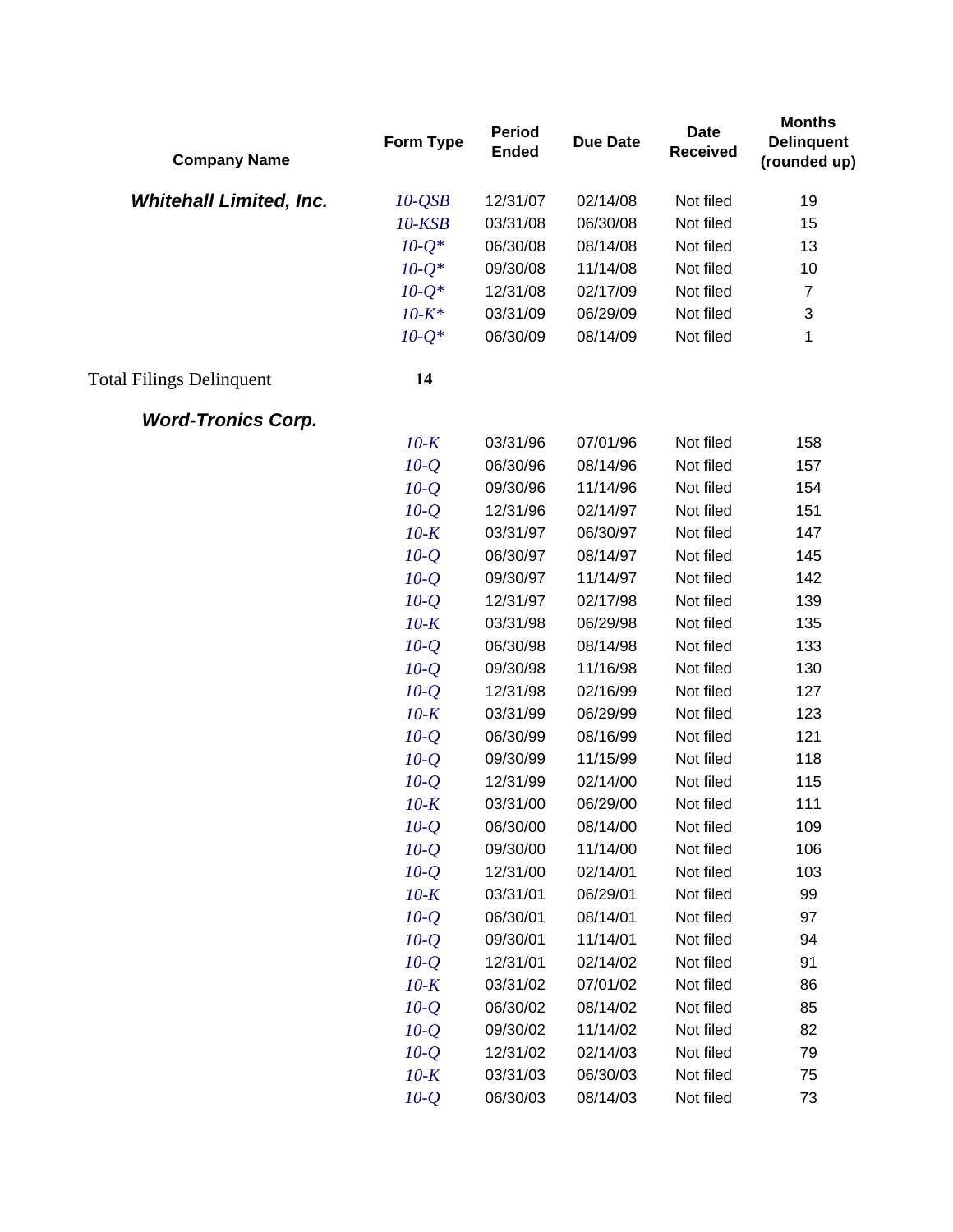| Company Name | Form Type | Period Ended | Due Date | Date Received | Months Delinquent (rounded up) |
|---|---|---|---|---|---|
| ***Whitehall Limited, Inc.*** | *10-QSB* | 12/31/07 | 02/14/08 | Not filed | 19 |
| | *10-KSB* | 03/31/08 | 06/30/08 | Not filed | 15 |
| | *10-Q** | 06/30/08 | 08/14/08 | Not filed | 13 |
| | *10-Q** | 09/30/08 | 11/14/08 | Not filed | 10 |
| | *10-Q** | 12/31/08 | 02/17/09 | Not filed | 7 |
| | *10-K** | 03/31/09 | 06/29/09 | Not filed | 3 |
| | *10-Q** | 06/30/09 | 08/14/09 | Not filed | 1 |
| Total Filings Delinquent | **14** | | | | |
| ***Word-Tronics Corp.*** | | | | | |
| | *10-K* | 03/31/96 | 07/01/96 | Not filed | 158 |
| | *10-Q* | 06/30/96 | 08/14/96 | Not filed | 157 |
| | *10-Q* | 09/30/96 | 11/14/96 | Not filed | 154 |
| | *10-Q* | 12/31/96 | 02/14/97 | Not filed | 151 |
| | *10-K* | 03/31/97 | 06/30/97 | Not filed | 147 |
| | *10-Q* | 06/30/97 | 08/14/97 | Not filed | 145 |
| | *10-Q* | 09/30/97 | 11/14/97 | Not filed | 142 |
| | *10-Q* | 12/31/97 | 02/17/98 | Not filed | 139 |
| | *10-K* | 03/31/98 | 06/29/98 | Not filed | 135 |
| | *10-Q* | 06/30/98 | 08/14/98 | Not filed | 133 |
| | *10-Q* | 09/30/98 | 11/16/98 | Not filed | 130 |
| | *10-Q* | 12/31/98 | 02/16/99 | Not filed | 127 |
| | *10-K* | 03/31/99 | 06/29/99 | Not filed | 123 |
| | *10-Q* | 06/30/99 | 08/16/99 | Not filed | 121 |
| | *10-Q* | 09/30/99 | 11/15/99 | Not filed | 118 |
| | *10-Q* | 12/31/99 | 02/14/00 | Not filed | 115 |
| | *10-K* | 03/31/00 | 06/29/00 | Not filed | 111 |
| | *10-Q* | 06/30/00 | 08/14/00 | Not filed | 109 |
| | *10-Q* | 09/30/00 | 11/14/00 | Not filed | 106 |
| | *10-Q* | 12/31/00 | 02/14/01 | Not filed | 103 |
| | *10-K* | 03/31/01 | 06/29/01 | Not filed | 99 |
| | *10-Q* | 06/30/01 | 08/14/01 | Not filed | 97 |
| | *10-Q* | 09/30/01 | 11/14/01 | Not filed | 94 |
| | *10-Q* | 12/31/01 | 02/14/02 | Not filed | 91 |
| | *10-K* | 03/31/02 | 07/01/02 | Not filed | 86 |
| | *10-Q* | 06/30/02 | 08/14/02 | Not filed | 85 |
| | *10-Q* | 09/30/02 | 11/14/02 | Not filed | 82 |
| | *10-Q* | 12/31/02 | 02/14/03 | Not filed | 79 |
| | *10-K* | 03/31/03 | 06/30/03 | Not filed | 75 |
| | *10-Q* | 06/30/03 | 08/14/03 | Not filed | 73 |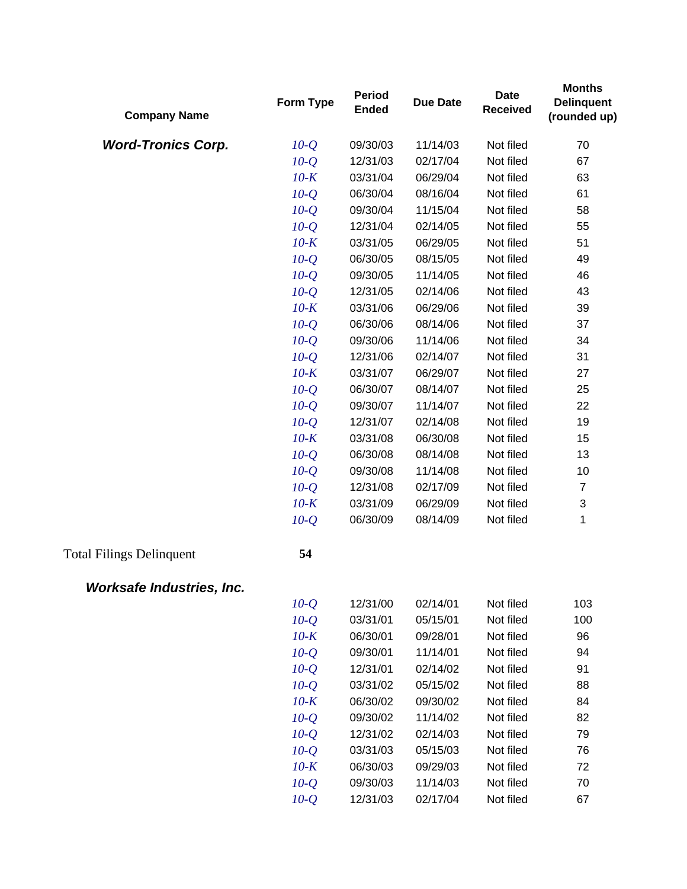| Company Name | Form Type | Period Ended | Due Date | Date Received | Months Delinquent (rounded up) |
|---|---|---|---|---|---|
| ***Word-Tronics Corp.*** | *10-Q* | 09/30/03 | 11/14/03 | Not filed | 70 |
| | *10-Q* | 12/31/03 | 02/17/04 | Not filed | 67 |
| | *10-K* | 03/31/04 | 06/29/04 | Not filed | 63 |
| | *10-Q* | 06/30/04 | 08/16/04 | Not filed | 61 |
| | *10-Q* | 09/30/04 | 11/15/04 | Not filed | 58 |
| | *10-Q* | 12/31/04 | 02/14/05 | Not filed | 55 |
| | *10-K* | 03/31/05 | 06/29/05 | Not filed | 51 |
| | *10-Q* | 06/30/05 | 08/15/05 | Not filed | 49 |
| | *10-Q* | 09/30/05 | 11/14/05 | Not filed | 46 |
| | *10-Q* | 12/31/05 | 02/14/06 | Not filed | 43 |
| | *10-K* | 03/31/06 | 06/29/06 | Not filed | 39 |
| | *10-Q* | 06/30/06 | 08/14/06 | Not filed | 37 |
| | *10-Q* | 09/30/06 | 11/14/06 | Not filed | 34 |
| | *10-Q* | 12/31/06 | 02/14/07 | Not filed | 31 |
| | *10-K* | 03/31/07 | 06/29/07 | Not filed | 27 |
| | *10-Q* | 06/30/07 | 08/14/07 | Not filed | 25 |
| | *10-Q* | 09/30/07 | 11/14/07 | Not filed | 22 |
| | *10-Q* | 12/31/07 | 02/14/08 | Not filed | 19 |
| | *10-K* | 03/31/08 | 06/30/08 | Not filed | 15 |
| | *10-Q* | 06/30/08 | 08/14/08 | Not filed | 13 |
| | *10-Q* | 09/30/08 | 11/14/08 | Not filed | 10 |
| | *10-Q* | 12/31/08 | 02/17/09 | Not filed | 7 |
| | *10-K* | 03/31/09 | 06/29/09 | Not filed | 3 |
| | *10-Q* | 06/30/09 | 08/14/09 | Not filed | 1 |
| Total Filings Delinquent | **54** | | | | |
| ***Worksafe Industries, Inc.*** | | | | | |
| | *10-Q* | 12/31/00 | 02/14/01 | Not filed | 103 |
| | *10-Q* | 03/31/01 | 05/15/01 | Not filed | 100 |
| | *10-K* | 06/30/01 | 09/28/01 | Not filed | 96 |
| | *10-Q* | 09/30/01 | 11/14/01 | Not filed | 94 |
| | *10-Q* | 12/31/01 | 02/14/02 | Not filed | 91 |
| | *10-Q* | 03/31/02 | 05/15/02 | Not filed | 88 |
| | *10-K* | 06/30/02 | 09/30/02 | Not filed | 84 |
| | *10-Q* | 09/30/02 | 11/14/02 | Not filed | 82 |
| | *10-Q* | 12/31/02 | 02/14/03 | Not filed | 79 |
| | *10-Q* | 03/31/03 | 05/15/03 | Not filed | 76 |
| | *10-K* | 06/30/03 | 09/29/03 | Not filed | 72 |
| | *10-Q* | 09/30/03 | 11/14/03 | Not filed | 70 |
| | *10-Q* | 12/31/03 | 02/17/04 | Not filed | 67 |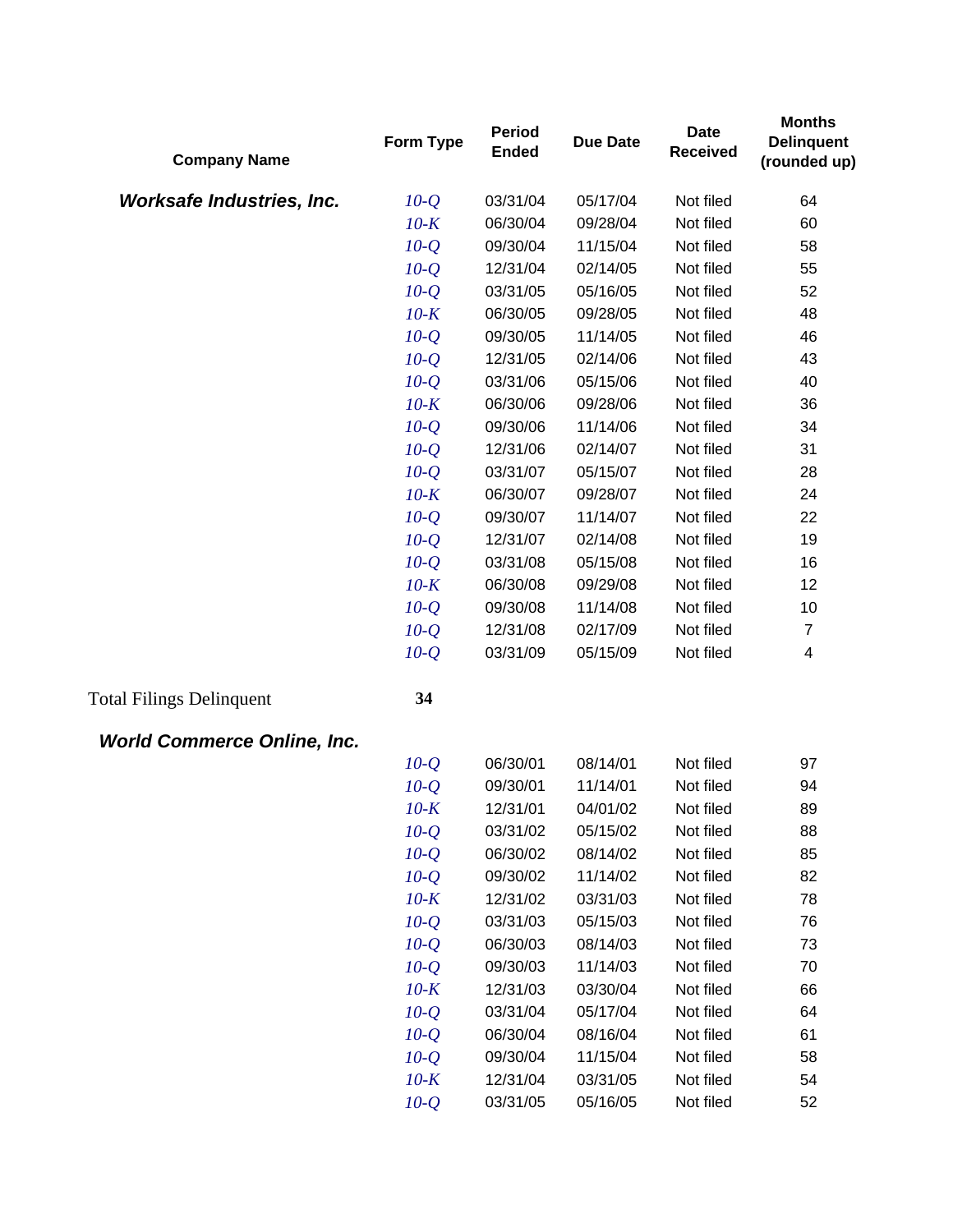| Company Name | Form Type | Period Ended | Due Date | Date Received | Months Delinquent (rounded up) |
|---|---|---|---|---|---|
| ***Worksafe Industries, Inc.*** | *10-Q* | 03/31/04 | 05/17/04 | Not filed | 64 |
| | *10-K* | 06/30/04 | 09/28/04 | Not filed | 60 |
| | *10-Q* | 09/30/04 | 11/15/04 | Not filed | 58 |
| | *10-Q* | 12/31/04 | 02/14/05 | Not filed | 55 |
| | *10-Q* | 03/31/05 | 05/16/05 | Not filed | 52 |
| | *10-K* | 06/30/05 | 09/28/05 | Not filed | 48 |
| | *10-Q* | 09/30/05 | 11/14/05 | Not filed | 46 |
| | *10-Q* | 12/31/05 | 02/14/06 | Not filed | 43 |
| | *10-Q* | 03/31/06 | 05/15/06 | Not filed | 40 |
| | *10-K* | 06/30/06 | 09/28/06 | Not filed | 36 |
| | *10-Q* | 09/30/06 | 11/14/06 | Not filed | 34 |
| | *10-Q* | 12/31/06 | 02/14/07 | Not filed | 31 |
| | *10-Q* | 03/31/07 | 05/15/07 | Not filed | 28 |
| | *10-K* | 06/30/07 | 09/28/07 | Not filed | 24 |
| | *10-Q* | 09/30/07 | 11/14/07 | Not filed | 22 |
| | *10-Q* | 12/31/07 | 02/14/08 | Not filed | 19 |
| | *10-Q* | 03/31/08 | 05/15/08 | Not filed | 16 |
| | *10-K* | 06/30/08 | 09/29/08 | Not filed | 12 |
| | *10-Q* | 09/30/08 | 11/14/08 | Not filed | 10 |
| | *10-Q* | 12/31/08 | 02/17/09 | Not filed | 7 |
| | *10-Q* | 03/31/09 | 05/15/09 | Not filed | 4 |
| Total Filings Delinquent | **34** | | | | |
| ***World Commerce Online, Inc.*** | | | | | |
| | *10-Q* | 06/30/01 | 08/14/01 | Not filed | 97 |
| | *10-Q* | 09/30/01 | 11/14/01 | Not filed | 94 |
| | *10-K* | 12/31/01 | 04/01/02 | Not filed | 89 |
| | *10-Q* | 03/31/02 | 05/15/02 | Not filed | 88 |
| | *10-Q* | 06/30/02 | 08/14/02 | Not filed | 85 |
| | *10-Q* | 09/30/02 | 11/14/02 | Not filed | 82 |
| | *10-K* | 12/31/02 | 03/31/03 | Not filed | 78 |
| | *10-Q* | 03/31/03 | 05/15/03 | Not filed | 76 |
| | *10-Q* | 06/30/03 | 08/14/03 | Not filed | 73 |
| | *10-Q* | 09/30/03 | 11/14/03 | Not filed | 70 |
| | *10-K* | 12/31/03 | 03/30/04 | Not filed | 66 |
| | *10-Q* | 03/31/04 | 05/17/04 | Not filed | 64 |
| | *10-Q* | 06/30/04 | 08/16/04 | Not filed | 61 |
| | *10-Q* | 09/30/04 | 11/15/04 | Not filed | 58 |
| | *10-K* | 12/31/04 | 03/31/05 | Not filed | 54 |
| | *10-Q* | 03/31/05 | 05/16/05 | Not filed | 52 |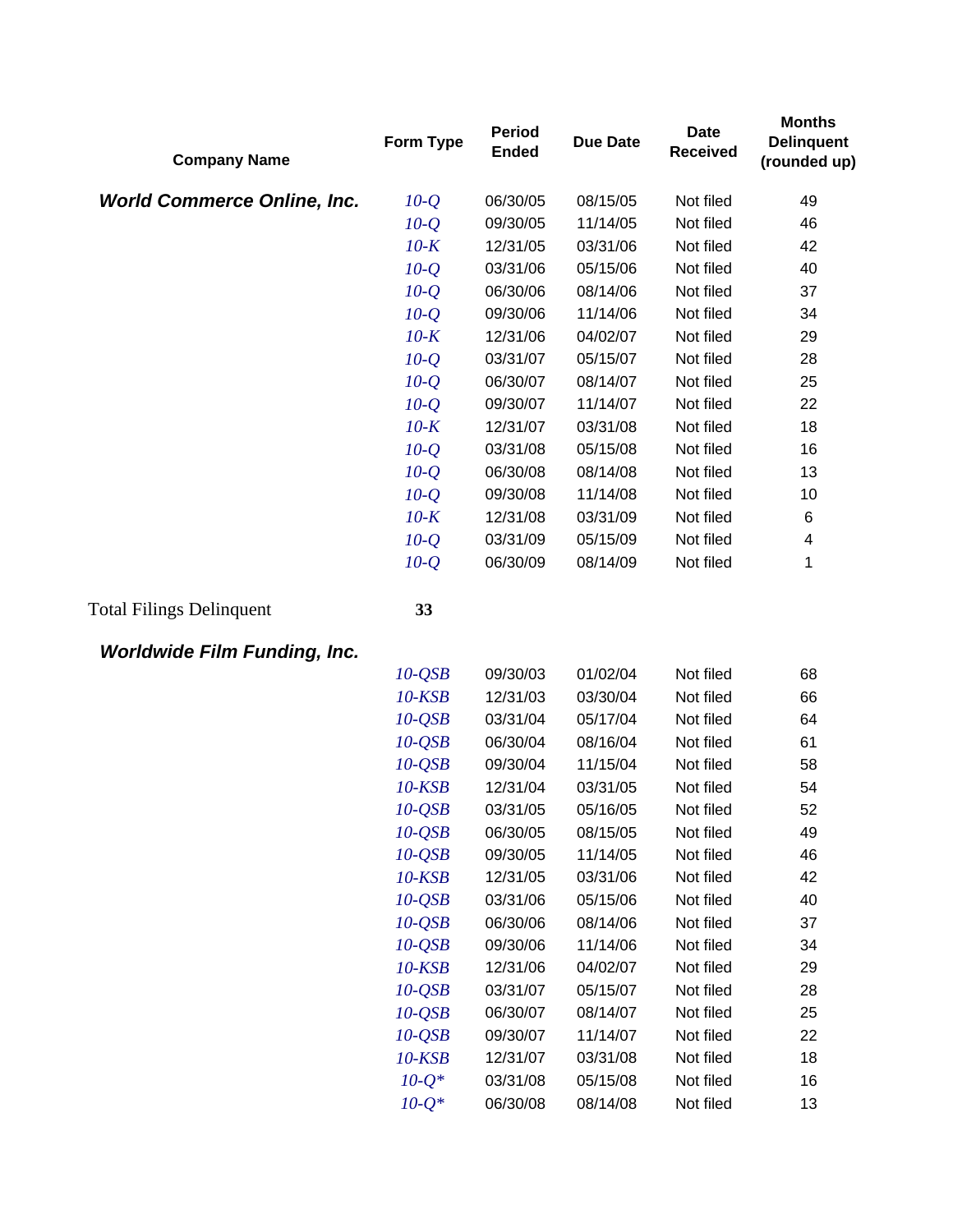| Company Name | Form Type | Period Ended | Due Date | Date Received | Months Delinquent (rounded up) |
|---|---|---|---|---|---|
| ***World Commerce Online, Inc.*** | *10-Q* | 06/30/05 | 08/15/05 | Not filed | 49 |
| | *10-Q* | 09/30/05 | 11/14/05 | Not filed | 46 |
| | *10-K* | 12/31/05 | 03/31/06 | Not filed | 42 |
| | *10-Q* | 03/31/06 | 05/15/06 | Not filed | 40 |
| | *10-Q* | 06/30/06 | 08/14/06 | Not filed | 37 |
| | *10-Q* | 09/30/06 | 11/14/06 | Not filed | 34 |
| | *10-K* | 12/31/06 | 04/02/07 | Not filed | 29 |
| | *10-Q* | 03/31/07 | 05/15/07 | Not filed | 28 |
| | *10-Q* | 06/30/07 | 08/14/07 | Not filed | 25 |
| | *10-Q* | 09/30/07 | 11/14/07 | Not filed | 22 |
| | *10-K* | 12/31/07 | 03/31/08 | Not filed | 18 |
| | *10-Q* | 03/31/08 | 05/15/08 | Not filed | 16 |
| | *10-Q* | 06/30/08 | 08/14/08 | Not filed | 13 |
| | *10-Q* | 09/30/08 | 11/14/08 | Not filed | 10 |
| | *10-K* | 12/31/08 | 03/31/09 | Not filed | 6 |
| | *10-Q* | 03/31/09 | 05/15/09 | Not filed | 4 |
| | *10-Q* | 06/30/09 | 08/14/09 | Not filed | 1 |
| Total Filings Delinquent | **33** | | | | |
| ***Worldwide Film Funding, Inc.*** | | | | | |
| | *10-QSB* | 09/30/03 | 01/02/04 | Not filed | 68 |
| | *10-KSB* | 12/31/03 | 03/30/04 | Not filed | 66 |
| | *10-QSB* | 03/31/04 | 05/17/04 | Not filed | 64 |
| | *10-QSB* | 06/30/04 | 08/16/04 | Not filed | 61 |
| | *10-QSB* | 09/30/04 | 11/15/04 | Not filed | 58 |
| | *10-KSB* | 12/31/04 | 03/31/05 | Not filed | 54 |
| | *10-QSB* | 03/31/05 | 05/16/05 | Not filed | 52 |
| | *10-QSB* | 06/30/05 | 08/15/05 | Not filed | 49 |
| | *10-QSB* | 09/30/05 | 11/14/05 | Not filed | 46 |
| | *10-KSB* | 12/31/05 | 03/31/06 | Not filed | 42 |
| | *10-QSB* | 03/31/06 | 05/15/06 | Not filed | 40 |
| | *10-QSB* | 06/30/06 | 08/14/06 | Not filed | 37 |
| | *10-QSB* | 09/30/06 | 11/14/06 | Not filed | 34 |
| | *10-KSB* | 12/31/06 | 04/02/07 | Not filed | 29 |
| | *10-QSB* | 03/31/07 | 05/15/07 | Not filed | 28 |
| | *10-QSB* | 06/30/07 | 08/14/07 | Not filed | 25 |
| | *10-QSB* | 09/30/07 | 11/14/07 | Not filed | 22 |
| | *10-KSB* | 12/31/07 | 03/31/08 | Not filed | 18 |
| | *10-Q** | 03/31/08 | 05/15/08 | Not filed | 16 |
| | *10-Q** | 06/30/08 | 08/14/08 | Not filed | 13 |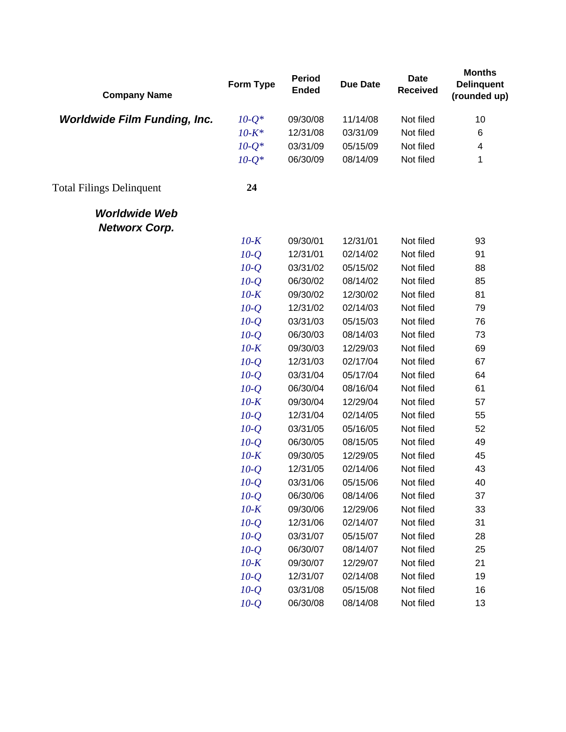| Company Name | Form Type | Period Ended | Due Date | Date Received | Months Delinquent (rounded up) |
|---|---|---|---|---|---|
| ***Worldwide Film Funding, Inc.*** | *10-Q** | 09/30/08 | 11/14/08 | Not filed | 10 |
| | *10-K** | 12/31/08 | 03/31/09 | Not filed | 6 |
| | *10-Q** | 03/31/09 | 05/15/09 | Not filed | 4 |
| | *10-Q** | 06/30/09 | 08/14/09 | Not filed | 1 |
| Total Filings Delinquent | **24** | | | | |
| ***Worldwide Web Networx Corp.*** | | | | | |
| | *10-K* | 09/30/01 | 12/31/01 | Not filed | 93 |
| | *10-Q* | 12/31/01 | 02/14/02 | Not filed | 91 |
| | *10-Q* | 03/31/02 | 05/15/02 | Not filed | 88 |
| | *10-Q* | 06/30/02 | 08/14/02 | Not filed | 85 |
| | *10-K* | 09/30/02 | 12/30/02 | Not filed | 81 |
| | *10-Q* | 12/31/02 | 02/14/03 | Not filed | 79 |
| | *10-Q* | 03/31/03 | 05/15/03 | Not filed | 76 |
| | *10-Q* | 06/30/03 | 08/14/03 | Not filed | 73 |
| | *10-K* | 09/30/03 | 12/29/03 | Not filed | 69 |
| | *10-Q* | 12/31/03 | 02/17/04 | Not filed | 67 |
| | *10-Q* | 03/31/04 | 05/17/04 | Not filed | 64 |
| | *10-Q* | 06/30/04 | 08/16/04 | Not filed | 61 |
| | *10-K* | 09/30/04 | 12/29/04 | Not filed | 57 |
| | *10-Q* | 12/31/04 | 02/14/05 | Not filed | 55 |
| | *10-Q* | 03/31/05 | 05/16/05 | Not filed | 52 |
| | *10-Q* | 06/30/05 | 08/15/05 | Not filed | 49 |
| | *10-K* | 09/30/05 | 12/29/05 | Not filed | 45 |
| | *10-Q* | 12/31/05 | 02/14/06 | Not filed | 43 |
| | *10-Q* | 03/31/06 | 05/15/06 | Not filed | 40 |
| | *10-Q* | 06/30/06 | 08/14/06 | Not filed | 37 |
| | *10-K* | 09/30/06 | 12/29/06 | Not filed | 33 |
| | *10-Q* | 12/31/06 | 02/14/07 | Not filed | 31 |
| | *10-Q* | 03/31/07 | 05/15/07 | Not filed | 28 |
| | *10-Q* | 06/30/07 | 08/14/07 | Not filed | 25 |
| | *10-K* | 09/30/07 | 12/29/07 | Not filed | 21 |
| | *10-Q* | 12/31/07 | 02/14/08 | Not filed | 19 |
| | *10-Q* | 03/31/08 | 05/15/08 | Not filed | 16 |
| | *10-Q* | 06/30/08 | 08/14/08 | Not filed | 13 |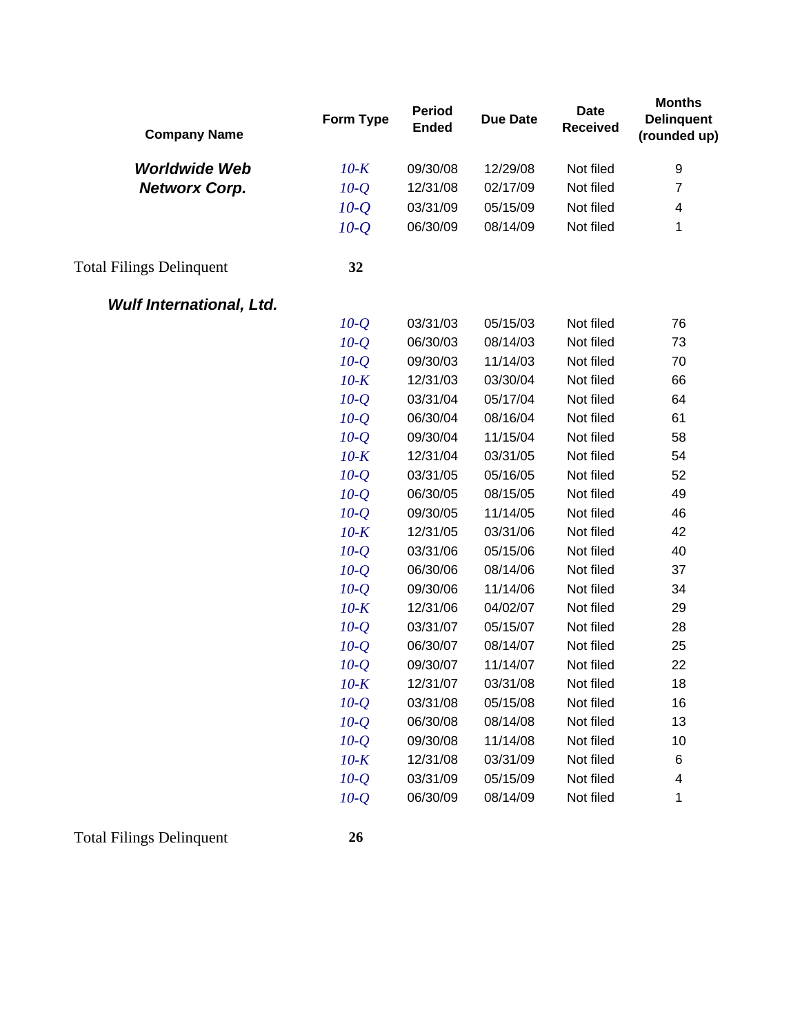| Company Name | Form Type | Period Ended | Due Date | Date Received | Months Delinquent (rounded up) |
|---|---|---|---|---|---|
| ***Worldwide Web Networx Corp.*** | *10-K* | 09/30/08 | 12/29/08 | Not filed | 9 |
| | *10-Q* | 12/31/08 | 02/17/09 | Not filed | 7 |
| | *10-Q* | 03/31/09 | 05/15/09 | Not filed | 4 |
| | *10-Q* | 06/30/09 | 08/14/09 | Not filed | 1 |
| Total Filings Delinquent | **32** | | | | |
| ***Wulf International, Ltd.*** | | | | | |
| | *10-Q* | 03/31/03 | 05/15/03 | Not filed | 76 |
| | *10-Q* | 06/30/03 | 08/14/03 | Not filed | 73 |
| | *10-Q* | 09/30/03 | 11/14/03 | Not filed | 70 |
| | *10-K* | 12/31/03 | 03/30/04 | Not filed | 66 |
| | *10-Q* | 03/31/04 | 05/17/04 | Not filed | 64 |
| | *10-Q* | 06/30/04 | 08/16/04 | Not filed | 61 |
| | *10-Q* | 09/30/04 | 11/15/04 | Not filed | 58 |
| | *10-K* | 12/31/04 | 03/31/05 | Not filed | 54 |
| | *10-Q* | 03/31/05 | 05/16/05 | Not filed | 52 |
| | *10-Q* | 06/30/05 | 08/15/05 | Not filed | 49 |
| | *10-Q* | 09/30/05 | 11/14/05 | Not filed | 46 |
| | *10-K* | 12/31/05 | 03/31/06 | Not filed | 42 |
| | *10-Q* | 03/31/06 | 05/15/06 | Not filed | 40 |
| | *10-Q* | 06/30/06 | 08/14/06 | Not filed | 37 |
| | *10-Q* | 09/30/06 | 11/14/06 | Not filed | 34 |
| | *10-K* | 12/31/06 | 04/02/07 | Not filed | 29 |
| | *10-Q* | 03/31/07 | 05/15/07 | Not filed | 28 |
| | *10-Q* | 06/30/07 | 08/14/07 | Not filed | 25 |
| | *10-Q* | 09/30/07 | 11/14/07 | Not filed | 22 |
| | *10-K* | 12/31/07 | 03/31/08 | Not filed | 18 |
| | *10-Q* | 03/31/08 | 05/15/08 | Not filed | 16 |
| | *10-Q* | 06/30/08 | 08/14/08 | Not filed | 13 |
| | *10-Q* | 09/30/08 | 11/14/08 | Not filed | 10 |
| | *10-K* | 12/31/08 | 03/31/09 | Not filed | 6 |
| | *10-Q* | 03/31/09 | 05/15/09 | Not filed | 4 |
| | *10-Q* | 06/30/09 | 08/14/09 | Not filed | 1 |
| Total Filings Delinquent | **26** | | | | |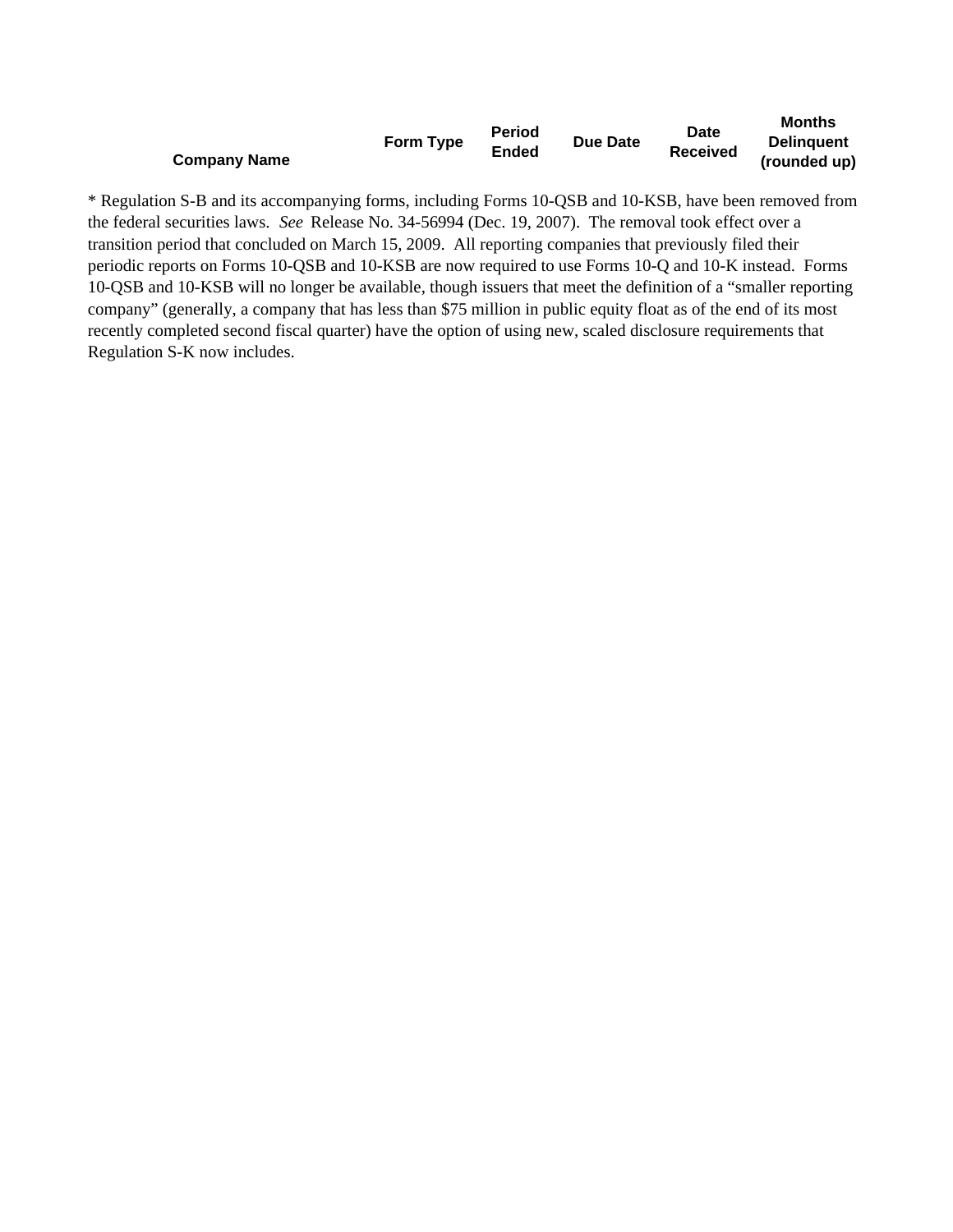| Company Name | Form Type | Period Ended | Due Date | Date Received | Months Delinquent (rounded up) |
|---|---|---|---|---|---|

* Regulation S-B and its accompanying forms, including Forms 10-QSB and 10-KSB, have been removed from the federal securities laws. *See* Release No. 34-56994 (Dec. 19, 2007). The removal took effect over a transition period that concluded on March 15, 2009. All reporting companies that previously filed their periodic reports on Forms 10-QSB and 10-KSB are now required to use Forms 10-Q and 10-K instead. Forms 10-QSB and 10-KSB will no longer be available, though issuers that meet the definition of a "smaller reporting company" (generally, a company that has less than $75 million in public equity float as of the end of its most recently completed second fiscal quarter) have the option of using new, scaled disclosure requirements that Regulation S-K now includes.